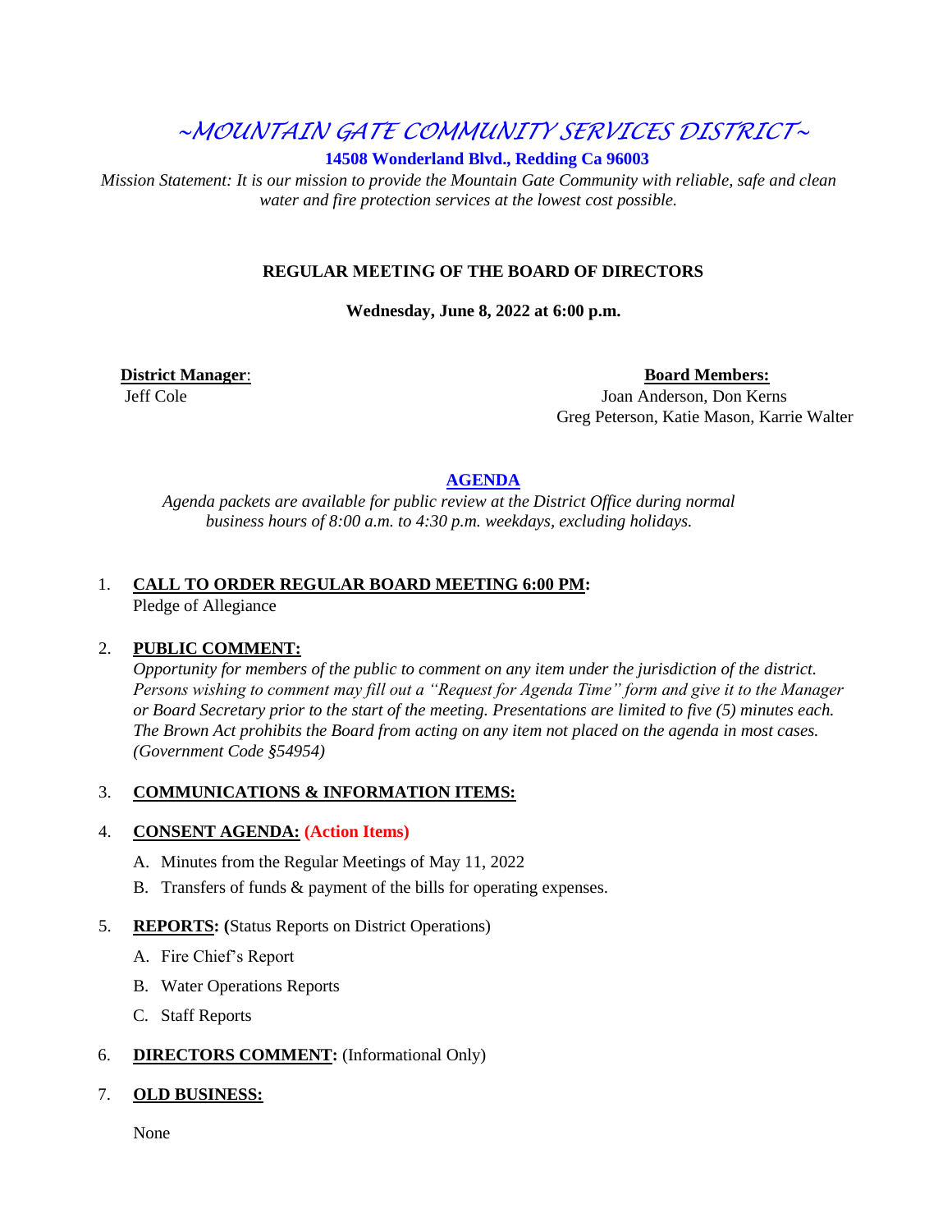# ~MOUNTAIN GATE COMMUNITY SERVICES DISTRICT~

**14508 Wonderland Blvd., Redding Ca 96003**

*Mission Statement: It is our mission to provide the Mountain Gate Community with reliable, safe and clean water and fire protection services at the lowest cost possible.*

**REGULAR MEETING OF THE BOARD OF DIRECTORS**

**Wednesday, June 8, 2022 at 6:00 p.m.**

**District Manager**:
Jeff Cole

**Board Members:**
Joan Anderson, Don Kerns
Greg Peterson, Katie Mason, Karrie Walter

## AGENDA

*Agenda packets are available for public review at the District Office during normal business hours of 8:00 a.m. to 4:30 p.m. weekdays, excluding holidays.*

1. **CALL TO ORDER REGULAR BOARD MEETING 6:00 PM:**
   Pledge of Allegiance

2. **PUBLIC COMMENT:**
   *Opportunity for members of the public to comment on any item under the jurisdiction of the district. Persons wishing to comment may fill out a "Request for Agenda Time" form and give it to the Manager or Board Secretary prior to the start of the meeting. Presentations are limited to five (5) minutes each. The Brown Act prohibits the Board from acting on any item not placed on the agenda in most cases. (Government Code §54954)*

3. **COMMUNICATIONS & INFORMATION ITEMS:**

4. **CONSENT AGENDA: (Action Items)**
   A. Minutes from the Regular Meetings of May 11, 2022
   B. Transfers of funds & payment of the bills for operating expenses.

5. **REPORTS: (**Status Reports on District Operations)
   A. Fire Chief's Report
   B. Water Operations Reports
   C. Staff Reports

6. **DIRECTORS COMMENT:** (Informational Only)

7. **OLD BUSINESS:**

   None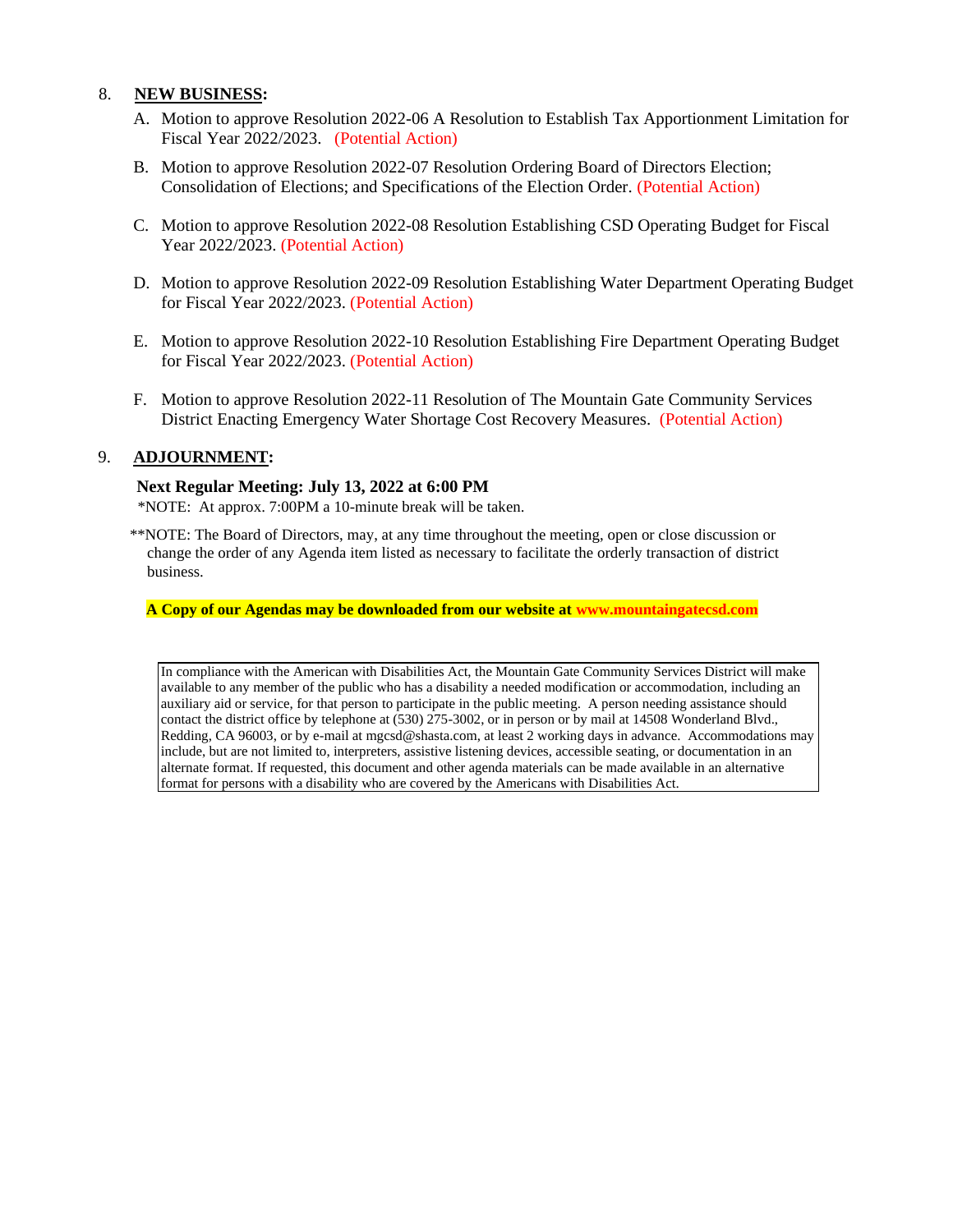8. **NEW BUSINESS:**

   A. Motion to approve Resolution 2022-06 A Resolution to Establish Tax Apportionment Limitation for Fiscal Year 2022/2023. (Potential Action)

   B. Motion to approve Resolution 2022-07 Resolution Ordering Board of Directors Election; Consolidation of Elections; and Specifications of the Election Order. (Potential Action)

   C. Motion to approve Resolution 2022-08 Resolution Establishing CSD Operating Budget for Fiscal Year 2022/2023. (Potential Action)

   D. Motion to approve Resolution 2022-09 Resolution Establishing Water Department Operating Budget for Fiscal Year 2022/2023. (Potential Action)

   E. Motion to approve Resolution 2022-10 Resolution Establishing Fire Department Operating Budget for Fiscal Year 2022/2023. (Potential Action)

   F. Motion to approve Resolution 2022-11 Resolution of The Mountain Gate Community Services District Enacting Emergency Water Shortage Cost Recovery Measures. (Potential Action)

9. **ADJOURNMENT:**

   **Next Regular Meeting: July 13, 2022 at 6:00 PM**

   *NOTE: At approx. 7:00PM a 10-minute break will be taken.

   **NOTE: The Board of Directors, may, at any time throughout the meeting, open or close discussion or change the order of any Agenda item listed as necessary to facilitate the orderly transaction of district business.

**A Copy of our Agendas may be downloaded from our website at www.mountaingatecsd.com**

In compliance with the American with Disabilities Act, the Mountain Gate Community Services District will make available to any member of the public who has a disability a needed modification or accommodation, including an auxiliary aid or service, for that person to participate in the public meeting. A person needing assistance should contact the district office by telephone at (530) 275-3002, or in person or by mail at 14508 Wonderland Blvd., Redding, CA 96003, or by e-mail at mgcsd@shasta.com, at least 2 working days in advance. Accommodations may include, but are not limited to, interpreters, assistive listening devices, accessible seating, or documentation in an alternate format. If requested, this document and other agenda materials can be made available in an alternative format for persons with a disability who are covered by the Americans with Disabilities Act.